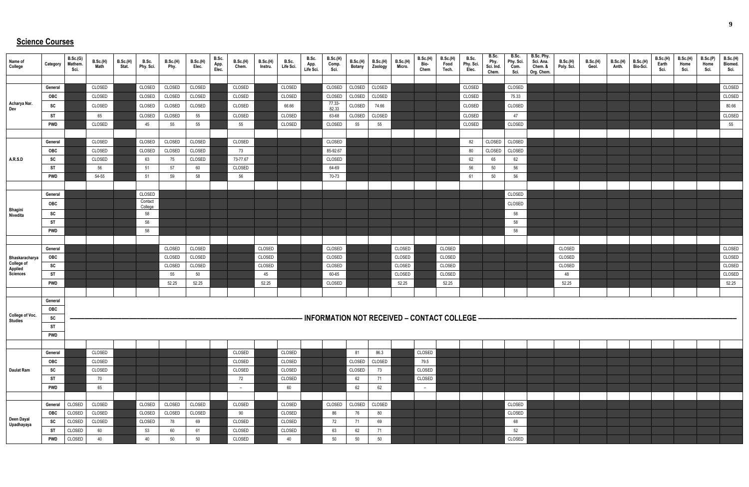## Science Courses

| Name of College | Category | B.Sc.(G) Mathem. Sci. | B.Sc.(H) Math | B.Sc.(H) Stat. | B.Sc. Phy. Sci. | B.Sc.(H) Phy. | B.Sc.(H) Elec. | B.Sc. App. Elec. | B.Sc.(H) Chem. | B.Sc.(H) Instru. | B.Sc. Life Sci. | B.Sc. App. Life Sci. | B.Sc.(H) Comp. Sci. | B.Sc.(H) Botany | B.Sc.(H) Zoology | B.Sc.(H) Micro. | B.Sc.(H) Bio-Chem | B.Sc.(H) Food Tech. | B.Sc. Phy. Sci. Elec. | B.Sc. Phy. Sci. Ind. Chem. | B.Sc. Phy. Sci. Com. Sci. | B.Sc. Phy. Sci. Ana. Chem. & Org. Chem. | B.Sc.(H) Poly. Sci. | B.Sc.(H) Geol. | B.Sc.(H) Anth. | B.Sc.(H) Bio-Sci. | B.Sc.(H) Earth Sci. | B.Sc.(H) Home Sci. | B.Sc.(P) Home Sci. | B.Sc.(H) Biomed. Sci. |
|---|---|---|---|---|---|---|---|---|---|---|---|---|---|---|---|---|---|---|---|---|---|---|---|---|---|---|---|---|---|---|
| Acharya Nar. Dev | General | | CLOSED | | CLOSED | CLOSED | CLOSED | | CLOSED | | CLOSED | | CLOSED | CLOSED | CLOSED | | | | CLOSED | | CLOSED | | | | | | | | | CLOSED |
| | OBC | | CLOSED | | CLOSED | CLOSED | CLOSED | | CLOSED | | CLOSED | | CLOSED | CLOSED | CLOSED | | | | CLOSED | | 75.33 | | | | | | | | | CLOSED |
| | SC | | CLOSED | | CLOSED | CLOSED | CLOSED | | CLOSED | | 66.66 | | 77.33-82.33 | CLOSED | 74.66 | | | | CLOSED | | CLOSED | | | | | | | | | 80.66 |
| | ST | | 65 | | CLOSED | CLOSED | 55 | | CLOSED | | CLOSED | | 63-68 | CLOSED | CLOSED | | | | CLOSED | | 47 | | | | | | | | | CLOSED |
| | PWD | | CLOSED | | 45 | 55 | 55 | | 55 | | CLOSED | | CLOSED | 55 | 55 | | | | CLOSED | | CLOSED | | | | | | | | | 55 |
| A.R.S.D | General | | CLOSED | | CLOSED | CLOSED | CLOSED | | CLOSED | | | | CLOSED | | | | | | 82 | CLOSED | CLOSED | | | | | | | | | |
| | OBC | | CLOSED | | CLOSED | CLOSED | CLOSED | | 73 | | | | 85-92.67 | | | | | | 80 | CLOSED | CLOSED | | | | | | | | | |
| | SC | | CLOSED | | 63 | 75 | CLOSED | | 73-77.67 | | | | CLOSED | | | | | | 62 | 65 | 62 | | | | | | | | | |
| | ST | | 56 | | 51 | 57 | 60 | | CLOSED | | | | 64-69 | | | | | | 56 | 50 | 56 | | | | | | | | | |
| | PWD | | 54-55 | | 51 | 59 | 58 | | 56 | | | | 70-73 | | | | | | 61 | 50 | 56 | | | | | | | | | |
| Bhagini Nivedita | General | | | | CLOSED | | | | | | | | | | | | | | | | CLOSED | | | | | | | | | |
| | OBC | | | | Contact College | | | | | | | | | | | | | | | | CLOSED | | | | | | | | | |
| | SC | | | | 58 | | | | | | | | | | | | | | | | 58 | | | | | | | | | |
| | ST | | | | 58 | | | | | | | | | | | | | | | | 58 | | | | | | | | | |
| | PWD | | | | 58 | | | | | | | | | | | | | | | | 58 | | | | | | | | | |
| Bhaskaracharya College of Applied Sciences | General | | | | | CLOSED | CLOSED | | | CLOSED | | | CLOSED | | | CLOSED | | CLOSED | | | | | CLOSED | | | | | | | CLOSED |
| | OBC | | | | | CLOSED | CLOSED | | | CLOSED | | | CLOSED | | | CLOSED | | CLOSED | | | | | CLOSED | | | | | | | CLOSED |
| | SC | | | | | CLOSED | CLOSED | | | CLOSED | | | CLOSED | | | CLOSED | | CLOSED | | | | | CLOSED | | | | | | | CLOSED |
| | ST | | | | | 55 | 50 | | | 45 | | | 60-65 | | | CLOSED | | CLOSED | | | | | 48 | | | | | | | CLOSED |
| | PWD | | | | | 52.25 | 52.25 | | | 52.25 | | | CLOSED | | | 52.25 | | 52.25 | | | | | 52.25 | | | | | | | 52.25 |
| College of Voc. Studies | General | INFORMATION NOT RECEIVED – CONTACT COLLEGE | | | | | | | | | | | | | | | | | | | | | | | | | | | | |
| | OBC | | | | | | | | | | | | | | | | | | | | | | | | | | | | | |
| | SC | | | | | | | | | | | | | | | | | | | | | | | | | | | | | |
| | ST | | | | | | | | | | | | | | | | | | | | | | | | | | | | | |
| | PWD | | | | | | | | | | | | | | | | | | | | | | | | | | | | | |
| Daulat Ram | General | | CLOSED | | | | | | CLOSED | | CLOSED | | | 81 | 86.3 | | CLOSED | | | | | | | | | | | | | |
| | OBC | | CLOSED | | | | | | CLOSED | | CLOSED | | | CLOSED | CLOSED | | 79.5 | | | | | | | | | | | | | |
| | SC | | CLOSED | | | | | | CLOSED | | CLOSED | | | CLOSED | 73 | | CLOSED | | | | | | | | | | | | | |
| | ST | | 70 | | | | | | 72 | | CLOSED | | | 62 | 71 | | CLOSED | | | | | | | | | | | | | |
| | PWD | | 65 | | | | | | – | | 60 | | | 62 | 62 | | – | | | | | | | | | | | | | |
| Deen Dayal Upadhayaya | General | CLOSED | CLOSED | | CLOSED | CLOSED | CLOSED | | CLOSED | | CLOSED | | CLOSED | CLOSED | CLOSED | | | | | | CLOSED | | | | | | | | | |
| | OBC | CLOSED | CLOSED | | CLOSED | CLOSED | CLOSED | | 90 | | CLOSED | | 86 | 76 | 80 | | | | | | CLOSED | | | | | | | | | |
| | SC | CLOSED | CLOSED | | CLOSED | 78 | 69 | | CLOSED | | CLOSED | | 72 | 71 | 69 | | | | | | 68 | | | | | | | | | |
| | ST | CLOSED | 60 | | 53 | 60 | 61 | | CLOSED | | CLOSED | | 63 | 62 | 71 | | | | | | 52 | | | | | | | | | |
| | PWD | CLOSED | 40 | | 40 | 50 | 50 | | CLOSED | | 40 | | 50 | 50 | 50 | | | | | | CLOSED | | | | | | | | | |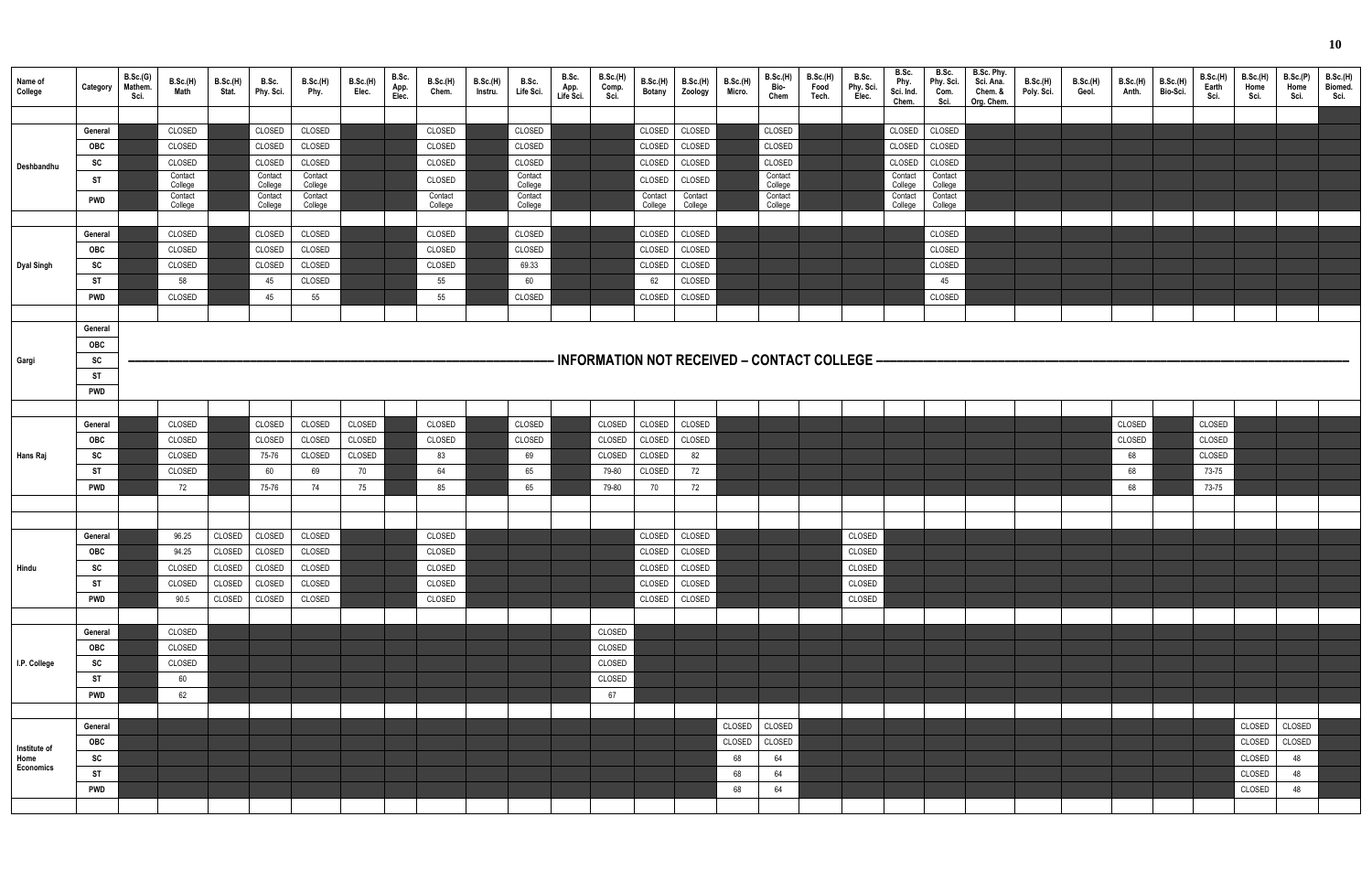| Name of College | Category | B.Sc.(G) Mathem. Sci. | B.Sc.(H) Math | B.Sc.(H) Stat. | B.Sc. Phy. Sci. | B.Sc.(H) Phy. | B.Sc.(H) Elec. | B.Sc. App. Elec. | B.Sc.(H) Chem. | B.Sc.(H) Instru. | B.Sc. Life Sci. | B.Sc. App. Life Sci. | B.Sc.(H) Comp. Sci. | B.Sc.(H) Botany | B.Sc.(H) Zoology | B.Sc.(H) Micro. | B.Sc.(H) Bio-Chem | B.Sc.(H) Food Tech. | B.Sc. Phy. Sci. Elec. | B.Sc. Phy. Sci. Ind. Chem. | B.Sc. Phy. Sci. Com. Sci. | B.Sc. Phy. Sci. Ana. Chem. & Org. Chem. | B.Sc.(H) Poly. Sci. | B.Sc.(H) Geol. | B.Sc.(H) Anth. | B.Sc.(H) Bio-Sci. | B.Sc.(H) Earth Sci. | B.Sc.(H) Home Sci. | B.Sc.(P) Home Sci. | B.Sc.(H) Biomed. Sci. |
|---|---|---|---|---|---|---|---|---|---|---|---|---|---|---|---|---|---|---|---|---|---|---|---|---|---|---|---|---|---|---|
| Deshbandhu | General | | CLOSED | | CLOSED | CLOSED | | | CLOSED | | CLOSED | | | CLOSED | CLOSED | | CLOSED | | | CLOSED | CLOSED | | | | | | | | | |
| | OBC | | CLOSED | | CLOSED | CLOSED | | | CLOSED | | CLOSED | | | CLOSED | CLOSED | | CLOSED | | | CLOSED | CLOSED | | | | | | | | | |
| | SC | | CLOSED | | CLOSED | CLOSED | | | CLOSED | | CLOSED | | | CLOSED | CLOSED | | CLOSED | | | CLOSED | CLOSED | | | | | | | | | |
| | ST | | Contact College | | Contact College | Contact College | | | CLOSED | | Contact College | | | CLOSED | CLOSED | | Contact College | | | Contact College | Contact College | | | | | | | | | |
| | PWD | | Contact College | | Contact College | Contact College | | | Contact College | | Contact College | | | Contact College | Contact College | | Contact College | | | Contact College | Contact College | | | | | | | | | |
| Dyal Singh | General | | CLOSED | | CLOSED | CLOSED | | | CLOSED | | CLOSED | | | CLOSED | CLOSED | | | | | | CLOSED | | | | | | | | | |
| | OBC | | CLOSED | | CLOSED | CLOSED | | | CLOSED | | CLOSED | | | CLOSED | CLOSED | | | | | | CLOSED | | | | | | | | | |
| | SC | | CLOSED | | CLOSED | CLOSED | | | CLOSED | | 69.33 | | | CLOSED | CLOSED | | | | | | CLOSED | | | | | | | | | |
| | ST | | 58 | | 45 | CLOSED | | | 55 | | 60 | | | 62 | CLOSED | | | | | | 45 | | | | | | | | | |
| | PWD | | CLOSED | | 45 | 55 | | | 55 | | CLOSED | | | CLOSED | CLOSED | | | | | | CLOSED | | | | | | | | | |
| Gargi | General | INFORMATION NOT RECEIVED – CONTACT COLLEGE | | | | | | | | | | | | | | | | | | | | | | | | | | | | |
| | OBC | | | | | | | | | | | | | | | | | | | | | | | | | | | | | |
| | SC | | | | | | | | | | | | | | | | | | | | | | | | | | | | | |
| | ST | | | | | | | | | | | | | | | | | | | | | | | | | | | | | |
| | PWD | | | | | | | | | | | | | | | | | | | | | | | | | | | | | |
| Hans Raj | General | | CLOSED | | CLOSED | CLOSED | CLOSED | | CLOSED | | CLOSED | | CLOSED | CLOSED | CLOSED | | | | | | | | | | CLOSED | | CLOSED | | | |
| | OBC | | CLOSED | | CLOSED | CLOSED | CLOSED | | CLOSED | | CLOSED | | CLOSED | CLOSED | CLOSED | | | | | | | | | | CLOSED | | CLOSED | | | |
| | SC | | CLOSED | | 75-76 | CLOSED | CLOSED | | 83 | | 69 | | CLOSED | CLOSED | 82 | | | | | | | | | | 68 | | CLOSED | | | |
| | ST | | CLOSED | | 60 | 69 | 70 | | 64 | | 65 | | 79-80 | CLOSED | 72 | | | | | | | | | | 68 | | 73-75 | | | |
| | PWD | | 72 | | 75-76 | 74 | 75 | | 85 | | 65 | | 79-80 | 70 | 72 | | | | | | | | | | 68 | | 73-75 | | | |
| Hindu | General | | 96.25 | CLOSED | CLOSED | CLOSED | | | CLOSED | | | | | CLOSED | CLOSED | | | | CLOSED | | | | | | | | | | | |
| | OBC | | 94.25 | CLOSED | CLOSED | CLOSED | | | CLOSED | | | | | CLOSED | CLOSED | | | | CLOSED | | | | | | | | | | | |
| | SC | | CLOSED | CLOSED | CLOSED | CLOSED | | | CLOSED | | | | | CLOSED | CLOSED | | | | CLOSED | | | | | | | | | | | |
| | ST | | CLOSED | CLOSED | CLOSED | CLOSED | | | CLOSED | | | | | CLOSED | CLOSED | | | | CLOSED | | | | | | | | | | | |
| | PWD | | 90.5 | CLOSED | CLOSED | CLOSED | | | CLOSED | | | | | CLOSED | CLOSED | | | | CLOSED | | | | | | | | | | | |
| I.P. College | General | | CLOSED | | | | | | | | | | CLOSED | | | | | | | | | | | | | | | | | |
| | OBC | | CLOSED | | | | | | | | | | CLOSED | | | | | | | | | | | | | | | | | |
| | SC | | CLOSED | | | | | | | | | | CLOSED | | | | | | | | | | | | | | | | | |
| | ST | | 60 | | | | | | | | | | CLOSED | | | | | | | | | | | | | | | | | |
| | PWD | | 62 | | | | | | | | | | 67 | | | | | | | | | | | | | | | | | |
| Institute of Home Economics | General | | | | | | | | | | | | | | | CLOSED | CLOSED | | | | | | | | | | | CLOSED | CLOSED | |
| | OBC | | | | | | | | | | | | | | | CLOSED | CLOSED | | | | | | | | | | | CLOSED | CLOSED | |
| | SC | | | | | | | | | | | | | | | 68 | 64 | | | | | | | | | | | CLOSED | 48 | |
| | ST | | | | | | | | | | | | | | | 68 | 64 | | | | | | | | | | | CLOSED | 48 | |
| | PWD | | | | | | | | | | | | | | | 68 | 64 | | | | | | | | | | | CLOSED | 48 | |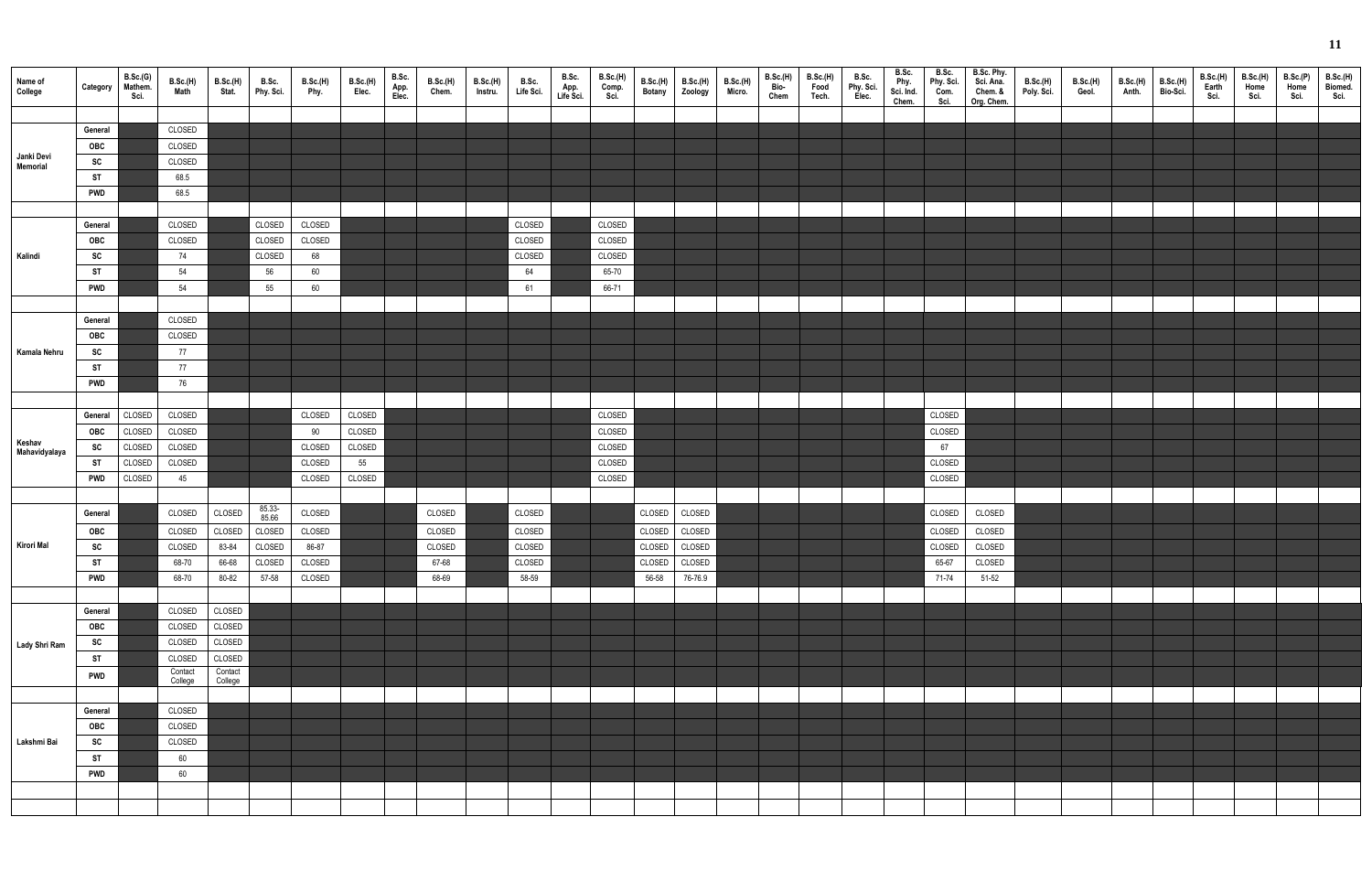| Name of College | Category | B.Sc.(G) Mathem. Sci. | B.Sc.(H) Math | B.Sc.(H) Stat. | B.Sc. Phy. Sci. | B.Sc.(H) Phy. | B.Sc.(H) Elec. | B.Sc. App. Elec. | B.Sc.(H) Chem. | B.Sc.(H) Instru. | B.Sc. Life Sci. | B.Sc. App. Life Sci. | B.Sc.(H) Comp. Sci. | B.Sc.(H) Botany | B.Sc.(H) Zoology | B.Sc.(H) Micro. | B.Sc.(H) Bio-Chem | B.Sc.(H) Food Tech. | B.Sc. Phy. Sci. Elec. | B.Sc. Phy. Sci. Ind. Chem. | B.Sc. Phy. Sci. Com. Sci. | B.Sc. Phy. Sci. Ana. Chem. & Org. Chem. | B.Sc.(H) Poly. Sci. | B.Sc.(H) Geol. | B.Sc.(H) Anth. | B.Sc.(H) Bio-Sci. | B.Sc.(H) Earth Sci. | B.Sc.(H) Home Sci. | B.Sc.(P) Home Sci. | B.Sc.(H) Biomed. Sci. |
|---|---|---|---|---|---|---|---|---|---|---|---|---|---|---|---|---|---|---|---|---|---|---|---|---|---|---|---|---|---|---|
| Janki Devi Memorial | General | | CLOSED | | | | | | | | | | | | | | | | | | | | | | | | | | | |
| | OBC | | CLOSED | | | | | | | | | | | | | | | | | | | | | | | | | | | |
| | SC | | CLOSED | | | | | | | | | | | | | | | | | | | | | | | | | | | |
| | ST | | 68.5 | | | | | | | | | | | | | | | | | | | | | | | | | | | |
| | PWD | | 68.5 | | | | | | | | | | | | | | | | | | | | | | | | | | | |
| Kalindi | General | | CLOSED | | CLOSED | CLOSED | | | | | CLOSED | | CLOSED | | | | | | | | | | | | | | | | | |
| | OBC | | CLOSED | | CLOSED | CLOSED | | | | | CLOSED | | CLOSED | | | | | | | | | | | | | | | | | |
| | SC | | 74 | | CLOSED | 68 | | | | | CLOSED | | CLOSED | | | | | | | | | | | | | | | | | |
| | ST | | 54 | | 56 | 60 | | | | | 64 | | 65-70 | | | | | | | | | | | | | | | | | |
| | PWD | | 54 | | 55 | 60 | | | | | 61 | | 66-71 | | | | | | | | | | | | | | | | | |
| Kamala Nehru | General | | CLOSED | | | | | | | | | | | | | | | | | | | | | | | | | | | |
| | OBC | | CLOSED | | | | | | | | | | | | | | | | | | | | | | | | | | | |
| | SC | | 77 | | | | | | | | | | | | | | | | | | | | | | | | | | | |
| | ST | | 77 | | | | | | | | | | | | | | | | | | | | | | | | | | | |
| | PWD | | 76 | | | | | | | | | | | | | | | | | | | | | | | | | | | |
| Keshav Mahavidyalaya | General | CLOSED | CLOSED | | | CLOSED | CLOSED | | | | | | CLOSED | | | | | | | | CLOSED | | | | | | | | | |
| | OBC | CLOSED | CLOSED | | | 90 | CLOSED | | | | | | CLOSED | | | | | | | | CLOSED | | | | | | | | | |
| | SC | CLOSED | CLOSED | | | CLOSED | CLOSED | | | | | | CLOSED | | | | | | | | 67 | | | | | | | | | |
| | ST | CLOSED | CLOSED | | | CLOSED | 55 | | | | | | CLOSED | | | | | | | | CLOSED | | | | | | | | | |
| | PWD | CLOSED | 45 | | | CLOSED | CLOSED | | | | | | CLOSED | | | | | | | | CLOSED | | | | | | | | | |
| Kirori Mal | General | | CLOSED | CLOSED | 85.33-85.66 | CLOSED | | | CLOSED | | CLOSED | | | CLOSED | CLOSED | | | | | | CLOSED | CLOSED | | | | | | | | |
| | OBC | | CLOSED | CLOSED | CLOSED | CLOSED | | | CLOSED | | CLOSED | | | CLOSED | CLOSED | | | | | | CLOSED | CLOSED | | | | | | | | |
| | SC | | CLOSED | 83-84 | CLOSED | 86-87 | | | CLOSED | | CLOSED | | | CLOSED | CLOSED | | | | | | CLOSED | CLOSED | | | | | | | | |
| | ST | | 68-70 | 66-68 | CLOSED | CLOSED | | | 67-68 | | CLOSED | | | CLOSED | CLOSED | | | | | | 65-67 | CLOSED | | | | | | | | |
| | PWD | | 68-70 | 80-82 | 57-58 | CLOSED | | | 68-69 | | 58-59 | | | 56-58 | 76-76.9 | | | | | | 71-74 | 51-52 | | | | | | | | |
| Lady Shri Ram | General | | CLOSED | CLOSED | | | | | | | | | | | | | | | | | | | | | | | | | | |
| | OBC | | CLOSED | CLOSED | | | | | | | | | | | | | | | | | | | | | | | | | | |
| | SC | | CLOSED | CLOSED | | | | | | | | | | | | | | | | | | | | | | | | | | |
| | ST | | CLOSED | CLOSED | | | | | | | | | | | | | | | | | | | | | | | | | | |
| | PWD | | Contact College | Contact College | | | | | | | | | | | | | | | | | | | | | | | | | | |
| Lakshmi Bai | General | | CLOSED | | | | | | | | | | | | | | | | | | | | | | | | | | | |
| | OBC | | CLOSED | | | | | | | | | | | | | | | | | | | | | | | | | | | |
| | SC | | CLOSED | | | | | | | | | | | | | | | | | | | | | | | | | | | |
| | ST | | 60 | | | | | | | | | | | | | | | | | | | | | | | | | | | |
| | PWD | | 60 | | | | | | | | | | | | | | | | | | | | | | | | | | | |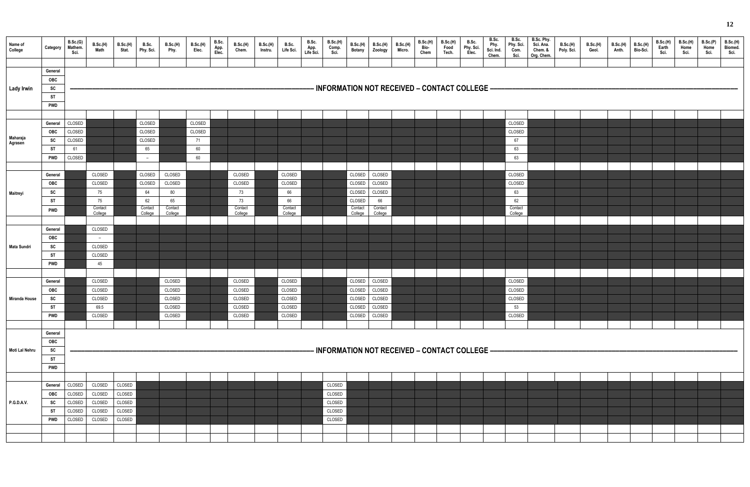| Name of College | Category | B.Sc.(G) Mathem. Sci. | B.Sc.(H) Math | B.Sc.(H) Stat. | B.Sc. Phy. Sci. | B.Sc.(H) Phy. | B.Sc.(H) Elec. | B.Sc. App. Elec. | B.Sc.(H) Chem. | B.Sc.(H) Instru. | B.Sc. Life Sci. | B.Sc. App. Life Sci. | B.Sc.(H) Comp. Sci. | B.Sc.(H) Botany | B.Sc.(H) Zoology | B.Sc.(H) Micro. | B.Sc.(H) Bio-Chem | B.Sc.(H) Food Tech. | B.Sc. Phy. Sci. Elec. | B.Sc. Phy. Sci. Ind. Chem. | B.Sc. Phy. Sci. Com. Sci. | B.Sc. Phy. Sci. Ana. Chem. & Org. Chem. | B.Sc.(H) Poly. Sci. | B.Sc.(H) Geol. | B.Sc.(H) Anth. | B.Sc.(H) Bio-Sci. | B.Sc.(H) Earth Sci. | B.Sc.(H) Home Sci. | B.Sc.(P) Home Sci. | B.Sc.(H) Biomed. Sci. |
|---|---|---|---|---|---|---|---|---|---|---|---|---|---|---|---|---|---|---|---|---|---|---|---|---|---|---|---|---|---|---|
| Lady Irwin | General | | | | | | | | | | | | | | | | | | | | | | | | | | | | | |
| | OBC | | | | | | | | | | | | | | | | | | | | | | | | | | | | | |
| | SC | INFORMATION NOT RECEIVED – CONTACT COLLEGE | | | | | | | | | | | | | | | | | | | | | | | | | | | | |
| | ST | | | | | | | | | | | | | | | | | | | | | | | | | | | | | |
| | PWD | | | | | | | | | | | | | | | | | | | | | | | | | | | | | |
| Maharaja Agrasen | General | CLOSED | | | CLOSED | | CLOSED | | | | | | | | | | | | | | CLOSED | | | | | | | | | |
| | OBC | CLOSED | | | CLOSED | | CLOSED | | | | | | | | | | | | | | CLOSED | | | | | | | | | |
| | SC | CLOSED | | | CLOSED | | 71 | | | | | | | | | | | | | | 67 | | | | | | | | | |
| | ST | 61 | | | 65 | | 60 | | | | | | | | | | | | | | 63 | | | | | | | | | |
| | PWD | CLOSED | | | – | | 60 | | | | | | | | | | | | | | 63 | | | | | | | | | |
| Maitreyi | General | | CLOSED | | CLOSED | CLOSED | | | CLOSED | | CLOSED | | | CLOSED | CLOSED | | | | | | CLOSED | | | | | | | | | |
| | OBC | | CLOSED | | CLOSED | CLOSED | | | CLOSED | | CLOSED | | | CLOSED | CLOSED | | | | | | CLOSED | | | | | | | | | |
| | SC | | 75 | | 64 | 80 | | | 73 | | 66 | | | CLOSED | CLOSED | | | | | | 63 | | | | | | | | | |
| | ST | | 75 | | 62 | 65 | | | 73 | | 66 | | | CLOSED | 66 | | | | | | 62 | | | | | | | | | |
| | PWD | | Contact College | | Contact College | Contact College | | | Contact College | | Contact College | | | Contact College | Contact College | | | | | | Contact College | | | | | | | | | |
| Mata Sundri | General | | CLOSED | | | | | | | | | | | | | | | | | | | | | | | | | | | |
| | OBC | | – | | | | | | | | | | | | | | | | | | | | | | | | | | | |
| | SC | | CLOSED | | | | | | | | | | | | | | | | | | | | | | | | | | | |
| | ST | | CLOSED | | | | | | | | | | | | | | | | | | | | | | | | | | | |
| | PWD | | 45 | | | | | | | | | | | | | | | | | | | | | | | | | | | |
| Miranda House | General | | CLOSED | | | CLOSED | | | CLOSED | | CLOSED | | | CLOSED | CLOSED | | | | | | CLOSED | | | | | | | | | |
| | OBC | | CLOSED | | | CLOSED | | | CLOSED | | CLOSED | | | CLOSED | CLOSED | | | | | | CLOSED | | | | | | | | | |
| | SC | | CLOSED | | | CLOSED | | | CLOSED | | CLOSED | | | CLOSED | CLOSED | | | | | | CLOSED | | | | | | | | | |
| | ST | | 69.5 | | | CLOSED | | | CLOSED | | CLOSED | | | CLOSED | CLOSED | | | | | | 53 | | | | | | | | | |
| | PWD | | CLOSED | | | CLOSED | | | CLOSED | | CLOSED | | | CLOSED | CLOSED | | | | | | CLOSED | | | | | | | | | |
| Moti Lal Nehru | General | | | | | | | | | | | | | | | | | | | | | | | | | | | | | |
| | OBC | | | | | | | | | | | | | | | | | | | | | | | | | | | | | |
| | SC | INFORMATION NOT RECEIVED – CONTACT COLLEGE | | | | | | | | | | | | | | | | | | | | | | | | | | | | |
| | ST | | | | | | | | | | | | | | | | | | | | | | | | | | | | | |
| | PWD | | | | | | | | | | | | | | | | | | | | | | | | | | | | | |
| P.G.D.A.V. | General | CLOSED | CLOSED | CLOSED | | | | | | | | | CLOSED | | | | | | | | | | | | | | | | | |
| | OBC | CLOSED | CLOSED | CLOSED | | | | | | | | | CLOSED | | | | | | | | | | | | | | | | | |
| | SC | CLOSED | CLOSED | CLOSED | | | | | | | | | CLOSED | | | | | | | | | | | | | | | | | |
| | ST | CLOSED | CLOSED | CLOSED | | | | | | | | | CLOSED | | | | | | | | | | | | | | | | | |
| | PWD | CLOSED | CLOSED | CLOSED | | | | | | | | | CLOSED | | | | | | | | | | | | | | | | | |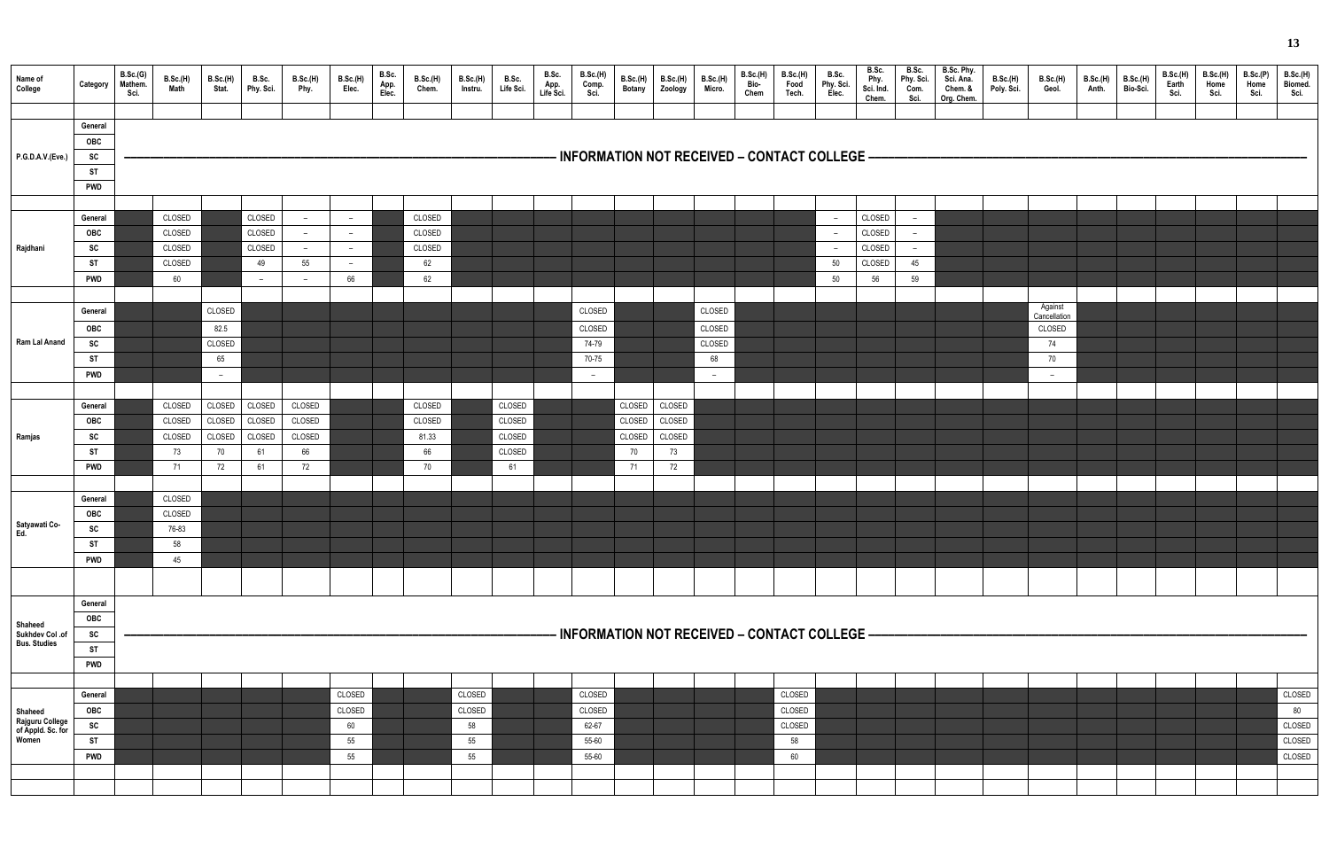| Name of College | Category | B.Sc.(G) Mathem. Sci. | B.Sc.(H) Math | B.Sc.(H) Stat. | B.Sc. Phy. Sci. | B.Sc.(H) Phy. | B.Sc.(H) Elec. | B.Sc. App. Elec. | B.Sc.(H) Chem. | B.Sc.(H) Instru. | B.Sc. Life Sci. | B.Sc. App. Life Sci. | B.Sc.(H) Comp. Sci. | B.Sc.(H) Botany | B.Sc.(H) Zoology | B.Sc.(H) Micro. | B.Sc.(H) Bio-Chem | B.Sc.(H) Food Tech. | B.Sc. Phy. Sci. Elec. | B.Sc. Phy. Sci. Ind. Chem. | B.Sc. Phy. Sci. Com. Sci. | B.Sc. Phy. Sci. Ana. Chem. & Org. Chem. | B.Sc.(H) Poly. Sci. | B.Sc.(H) Geol. | B.Sc.(H) Anth. | B.Sc.(H) Bio-Sci. | B.Sc.(H) Earth Sci. | B.Sc.(H) Home Sci. | B.Sc.(P) Home Sci. | B.Sc.(H) Biomed. Sci. |
|---|---|---|---|---|---|---|---|---|---|---|---|---|---|---|---|---|---|---|---|---|---|---|---|---|---|---|---|---|---|---|
| P.G.D.A.V.(Eve.) | General | INFORMATION NOT RECEIVED – CONTACT COLLEGE | | | | | | | | | | | | | | | | | | | | | | | | | | | | |
| | OBC | | | | | | | | | | | | | | | | | | | | | | | | | | | | | |
| | SC | | | | | | | | | | | | | | | | | | | | | | | | | | | | | |
| | ST | | | | | | | | | | | | | | | | | | | | | | | | | | | | | |
| | PWD | | | | | | | | | | | | | | | | | | | | | | | | | | | | | |
| Rajdhani | General | | CLOSED | | CLOSED | – | – | | CLOSED | | | | | | | | | | – | CLOSED | – | | | | | | | | | |
| | OBC | | CLOSED | | CLOSED | – | – | | CLOSED | | | | | | | | | | – | CLOSED | – | | | | | | | | | |
| | SC | | CLOSED | | CLOSED | – | – | | CLOSED | | | | | | | | | | – | CLOSED | – | | | | | | | | | |
| | ST | | CLOSED | | 49 | 55 | – | | 62 | | | | | | | | | | 50 | CLOSED | 45 | | | | | | | | | |
| | PWD | | 60 | | – | – | 66 | | 62 | | | | | | | | | | 50 | 56 | 59 | | | | | | | | | |
| Ram Lal Anand | General | | | CLOSED | | | | | | | | | CLOSED | | | CLOSED | | | | | | | | Against Cancellation | | | | | | |
| | OBC | | | 82.5 | | | | | | | | | CLOSED | | | CLOSED | | | | | | | | CLOSED | | | | | | |
| | SC | | | CLOSED | | | | | | | | | 74-79 | | | CLOSED | | | | | | | | 74 | | | | | | |
| | ST | | | 65 | | | | | | | | | 70-75 | | | 68 | | | | | | | | 70 | | | | | | |
| | PWD | | | – | | | | | | | | | – | | | – | | | | | | | | – | | | | | | |
| Ramjas | General | | CLOSED | CLOSED | CLOSED | CLOSED | | | CLOSED | | CLOSED | | | CLOSED | CLOSED | | | | | | | | | | | | | | | |
| | OBC | | CLOSED | CLOSED | CLOSED | CLOSED | | | CLOSED | | CLOSED | | | CLOSED | CLOSED | | | | | | | | | | | | | | | |
| | SC | | CLOSED | CLOSED | CLOSED | CLOSED | | | 81.33 | | CLOSED | | | CLOSED | CLOSED | | | | | | | | | | | | | | | |
| | ST | | 73 | 70 | 61 | 66 | | | 66 | | CLOSED | | | 70 | 73 | | | | | | | | | | | | | | | |
| | PWD | | 71 | 72 | 61 | 72 | | | 70 | | 61 | | | 71 | 72 | | | | | | | | | | | | | | | |
| Satyawati Co-Ed. | General | | CLOSED | | | | | | | | | | | | | | | | | | | | | | | | | | | |
| | OBC | | CLOSED | | | | | | | | | | | | | | | | | | | | | | | | | | | |
| | SC | | 76-83 | | | | | | | | | | | | | | | | | | | | | | | | | | | |
| | ST | | 58 | | | | | | | | | | | | | | | | | | | | | | | | | | | |
| | PWD | | 45 | | | | | | | | | | | | | | | | | | | | | | | | | | | |
| Shaheed Sukhdev Col .of Bus. Studies | General | INFORMATION NOT RECEIVED – CONTACT COLLEGE | | | | | | | | | | | | | | | | | | | | | | | | | | | | |
| | OBC | | | | | | | | | | | | | | | | | | | | | | | | | | | | | |
| | SC | | | | | | | | | | | | | | | | | | | | | | | | | | | | | |
| | ST | | | | | | | | | | | | | | | | | | | | | | | | | | | | | |
| | PWD | | | | | | | | | | | | | | | | | | | | | | | | | | | | | |
| Shaheed Rajguru College of Appld. Sc. for Women | General | | | | | | CLOSED | | | CLOSED | | | CLOSED | | | | | CLOSED | | | | | | | | | | | | CLOSED |
| | OBC | | | | | | CLOSED | | | CLOSED | | | CLOSED | | | | | CLOSED | | | | | | | | | | | | 80 |
| | SC | | | | | | 60 | | | 58 | | | 62-67 | | | | | CLOSED | | | | | | | | | | | | CLOSED |
| | ST | | | | | | 55 | | | 55 | | | 55-60 | | | | | 58 | | | | | | | | | | | | CLOSED |
| | PWD | | | | | | 55 | | | 55 | | | 55-60 | | | | | 60 | | | | | | | | | | | | CLOSED |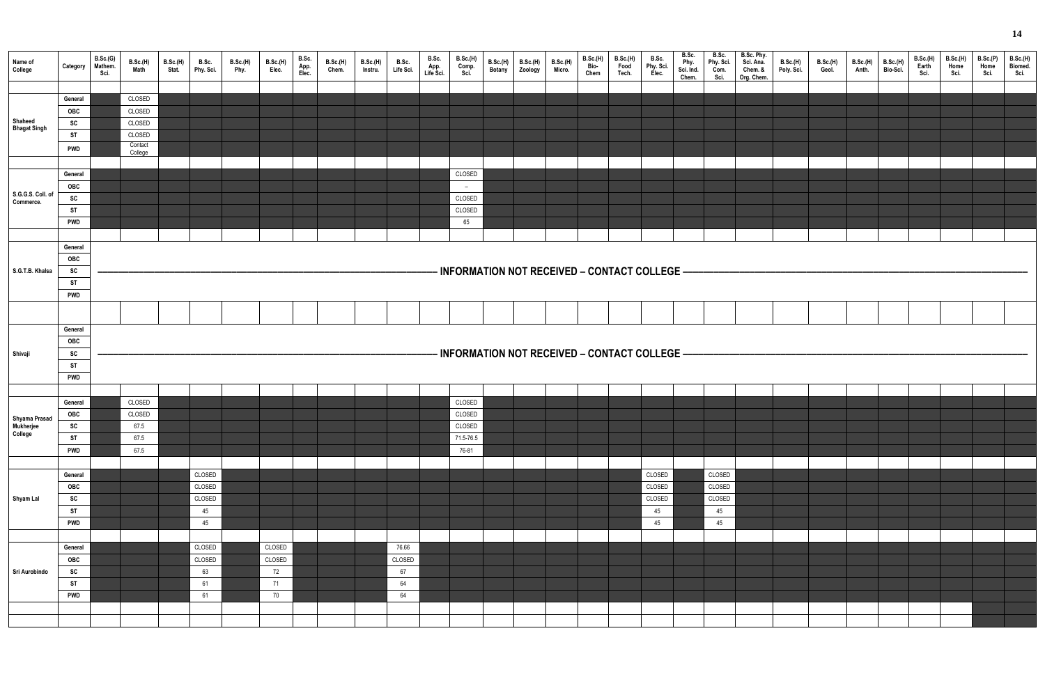| Name of College | Category | B.Sc.(G) Mathem. Sci. | B.Sc.(H) Math | B.Sc.(H) Stat. | B.Sc. Phy. Sci. | B.Sc.(H) Phy. | B.Sc.(H) Elec. | B.Sc. App. Elec. | B.Sc.(H) Chem. | B.Sc.(H) Instru. | B.Sc. Life Sci. | B.Sc. App. Life Sci. | B.Sc.(H) Comp. Sci. | B.Sc.(H) Botany | B.Sc.(H) Zoology | B.Sc.(H) Micro. | B.Sc.(H) Bio-Chem | B.Sc.(H) Food Tech. | B.Sc. Phy. Sci. Elec. | B.Sc. Phy. Sci. Ind. Chem. | B.Sc. Phy. Sci. Com. Sci. | B.Sc. Phy. Sci. Ana. Chem. & Org. Chem. | B.Sc.(H) Poly. Sci. | B.Sc.(H) Geol. | B.Sc.(H) Anth. | B.Sc.(H) Bio-Sci. | B.Sc.(H) Earth Sci. | B.Sc.(H) Home Sci. | B.Sc.(P) Home Sci. | B.Sc.(H) Biomed. Sci. |
|---|---|---|---|---|---|---|---|---|---|---|---|---|---|---|---|---|---|---|---|---|---|---|---|---|---|---|---|---|---|---|
| Shaheed Bhagat Singh | General | | CLOSED | | | | | | | | | | | | | | | | | | | | | | | | | | | |
| | OBC | | CLOSED | | | | | | | | | | | | | | | | | | | | | | | | | | | |
| | SC | | CLOSED | | | | | | | | | | | | | | | | | | | | | | | | | | | |
| | ST | | CLOSED | | | | | | | | | | | | | | | | | | | | | | | | | | | |
| | PWD | | Contact College | | | | | | | | | | | | | | | | | | | | | | | | | | | |
| S.G.G.S. Coll. of Commerce. | General | | | | | | | | | | | | CLOSED | | | | | | | | | | | | | | | | | |
| | OBC | | | | | | | | | | | | – | | | | | | | | | | | | | | | | | |
| | SC | | | | | | | | | | | | CLOSED | | | | | | | | | | | | | | | | | |
| | ST | | | | | | | | | | | | CLOSED | | | | | | | | | | | | | | | | | |
| | PWD | | | | | | | | | | | | 65 | | | | | | | | | | | | | | | | | |
| S.G.T.B. Khalsa | General | INFORMATION NOT RECEIVED – CONTACT COLLEGE | | | | | | | | | | | | | | | | | | | | | | | | | | | | |
| | OBC | | | | | | | | | | | | | | | | | | | | | | | | | | | | | |
| | SC | | | | | | | | | | | | | | | | | | | | | | | | | | | | | |
| | ST | | | | | | | | | | | | | | | | | | | | | | | | | | | | | |
| | PWD | | | | | | | | | | | | | | | | | | | | | | | | | | | | | |
| Shivaji | General | INFORMATION NOT RECEIVED – CONTACT COLLEGE | | | | | | | | | | | | | | | | | | | | | | | | | | | | |
| | OBC | | | | | | | | | | | | | | | | | | | | | | | | | | | | | |
| | SC | | | | | | | | | | | | | | | | | | | | | | | | | | | | | |
| | ST | | | | | | | | | | | | | | | | | | | | | | | | | | | | | |
| | PWD | | | | | | | | | | | | | | | | | | | | | | | | | | | | | |
| Shyama Prasad Mukherjee College | General | | CLOSED | | | | | | | | | | CLOSED | | | | | | | | | | | | | | | | | |
| | OBC | | CLOSED | | | | | | | | | | CLOSED | | | | | | | | | | | | | | | | | |
| | SC | | 67.5 | | | | | | | | | | CLOSED | | | | | | | | | | | | | | | | | |
| | ST | | 67.5 | | | | | | | | | | 71.5-76.5 | | | | | | | | | | | | | | | | | |
| | PWD | | 67.5 | | | | | | | | | | 76-81 | | | | | | | | | | | | | | | | | |
| Shyam Lal | General | | | | CLOSED | | | | | | | | | | | | | | CLOSED | | CLOSED | | | | | | | | | |
| | OBC | | | | CLOSED | | | | | | | | | | | | | | CLOSED | | CLOSED | | | | | | | | | |
| | SC | | | | CLOSED | | | | | | | | | | | | | | CLOSED | | CLOSED | | | | | | | | | |
| | ST | | | | 45 | | | | | | | | | | | | | | 45 | | 45 | | | | | | | | | |
| | PWD | | | | 45 | | | | | | | | | | | | | | 45 | | 45 | | | | | | | | | |
| Sri Aurobindo | General | | | | CLOSED | | CLOSED | | | | 76.66 | | | | | | | | | | | | | | | | | | | |
| | OBC | | | | CLOSED | | CLOSED | | | | CLOSED | | | | | | | | | | | | | | | | | | | |
| | SC | | | | 63 | | 72 | | | | 67 | | | | | | | | | | | | | | | | | | | |
| | ST | | | | 61 | | 71 | | | | 64 | | | | | | | | | | | | | | | | | | | |
| | PWD | | | | 61 | | 70 | | | | 64 | | | | | | | | | | | | | | | | | | | |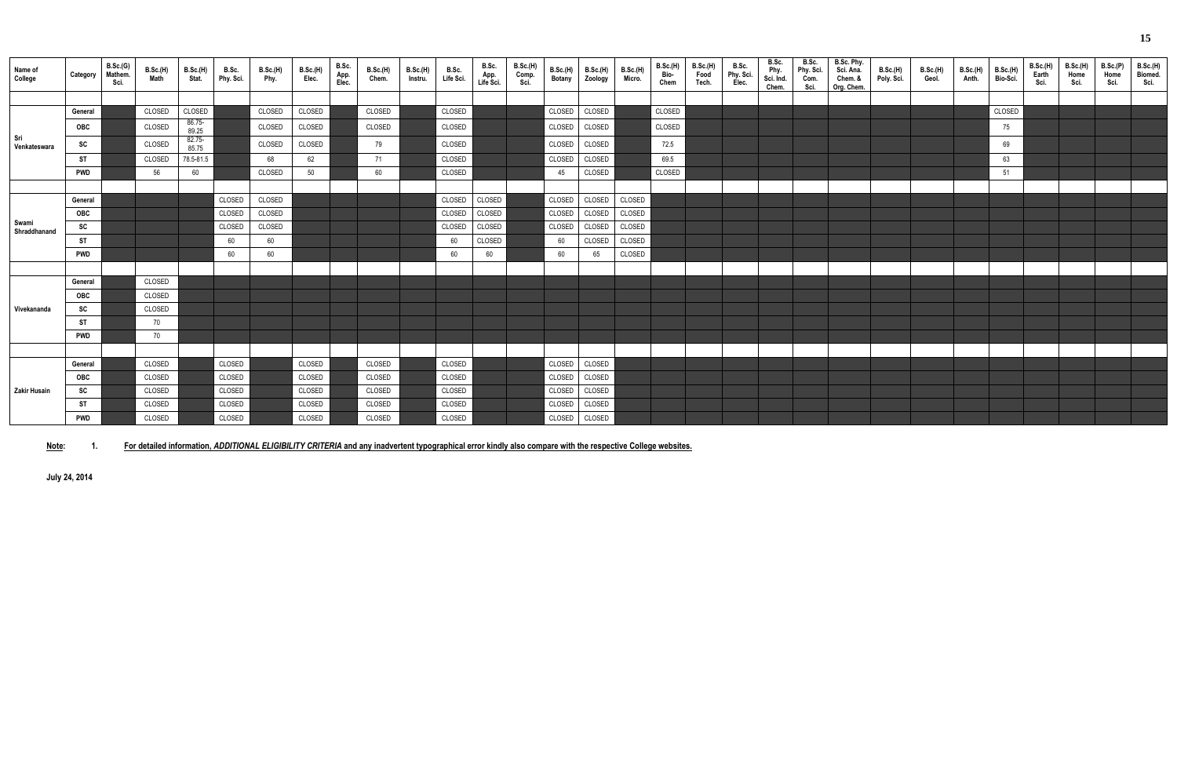| Name of College | Category | B.Sc.(G) Mathem. Sci. | B.Sc.(H) Math | B.Sc.(H) Stat. | B.Sc. Phy. Sci. | B.Sc.(H) Phy. | B.Sc.(H) Elec. | B.Sc. App. Elec. | B.Sc.(H) Chem. | B.Sc.(H) Instru. | B.Sc. Life Sci. | B.Sc. App. Life Sci. | B.Sc.(H) Comp. Sci. | B.Sc.(H) Botany | B.Sc.(H) Zoology | B.Sc.(H) Micro. | B.Sc.(H) Bio-Chem | B.Sc.(H) Food Tech. | B.Sc. Phy. Sci. Elec. | B.Sc. Phy. Sci. Ind. Chem. | B.Sc. Phy. Sci. Com. Sci. | B.Sc. Phy. Sci. Ana. Chem. & Org. Chem. | B.Sc.(H) Poly. Sci. | B.Sc.(H) Geol. | B.Sc.(H) Anth. | B.Sc.(H) Bio-Sci. | B.Sc.(H) Earth Sci. | B.Sc.(H) Home Sci. | B.Sc.(P) Home Sci. | B.Sc.(H) Biomed. Sci. |
|---|---|---|---|---|---|---|---|---|---|---|---|---|---|---|---|---|---|---|---|---|---|---|---|---|---|---|---|---|---|---|
| Sri Venkateswara | General | | CLOSED | CLOSED | | CLOSED | CLOSED | | CLOSED | | CLOSED | | | CLOSED | CLOSED | | CLOSED | | | | | | | | | CLOSED | | | | |
| | OBC | | CLOSED | 86.75-89.25 | | CLOSED | CLOSED | | CLOSED | | CLOSED | | | CLOSED | CLOSED | | CLOSED | | | | | | | | | 75 | | | | |
| | SC | | CLOSED | 82.75-85.75 | | CLOSED | CLOSED | | 79 | | CLOSED | | | CLOSED | CLOSED | | 72.5 | | | | | | | | | 69 | | | | |
| | ST | | CLOSED | 78.5-81.5 | | 68 | 62 | | 71 | | CLOSED | | | CLOSED | CLOSED | | 69.5 | | | | | | | | | 63 | | | | |
| | PWD | | 56 | 60 | | CLOSED | 50 | | 60 | | CLOSED | | | 45 | CLOSED | | CLOSED | | | | | | | | | 51 | | | | |
| Swami Shraddhanand | General | | | | CLOSED | CLOSED | | | | | CLOSED | CLOSED | | CLOSED | CLOSED | CLOSED | | | | | | | | | | | | | | |
| | OBC | | | | CLOSED | CLOSED | | | | | CLOSED | CLOSED | | CLOSED | CLOSED | CLOSED | | | | | | | | | | | | | | |
| | SC | | | | CLOSED | CLOSED | | | | | CLOSED | CLOSED | | CLOSED | CLOSED | CLOSED | | | | | | | | | | | | | | |
| | ST | | | | 60 | 60 | | | | | 60 | CLOSED | | 60 | CLOSED | CLOSED | | | | | | | | | | | | | | |
| | PWD | | | | 60 | 60 | | | | | 60 | 60 | | 60 | 65 | CLOSED | | | | | | | | | | | | | | |
| Vivekananda | General | | CLOSED | | | | | | | | | | | | | | | | | | | | | | | | | | | |
| | OBC | | CLOSED | | | | | | | | | | | | | | | | | | | | | | | | | | | |
| | SC | | CLOSED | | | | | | | | | | | | | | | | | | | | | | | | | | | |
| | ST | | 70 | | | | | | | | | | | | | | | | | | | | | | | | | | | |
| | PWD | | 70 | | | | | | | | | | | | | | | | | | | | | | | | | | | |
| Zakir Husain | General | | CLOSED | | CLOSED | | CLOSED | | CLOSED | | CLOSED | | | CLOSED | CLOSED | | | | | | | | | | | | | | | |
| | OBC | | CLOSED | | CLOSED | | CLOSED | | CLOSED | | CLOSED | | | CLOSED | CLOSED | | | | | | | | | | | | | | | |
| | SC | | CLOSED | | CLOSED | | CLOSED | | CLOSED | | CLOSED | | | CLOSED | CLOSED | | | | | | | | | | | | | | | |
| | ST | | CLOSED | | CLOSED | | CLOSED | | CLOSED | | CLOSED | | | CLOSED | CLOSED | | | | | | | | | | | | | | | |
| | PWD | | CLOSED | | CLOSED | | CLOSED | | CLOSED | | CLOSED | | | CLOSED | CLOSED | | | | | | | | | | | | | | | |

**Note:** 1. **For detailed information, *ADDITIONAL ELIGIBILITY CRITERIA* and any inadvertent typographical error kindly also compare with the respective College websites.**

**July 24, 2014**